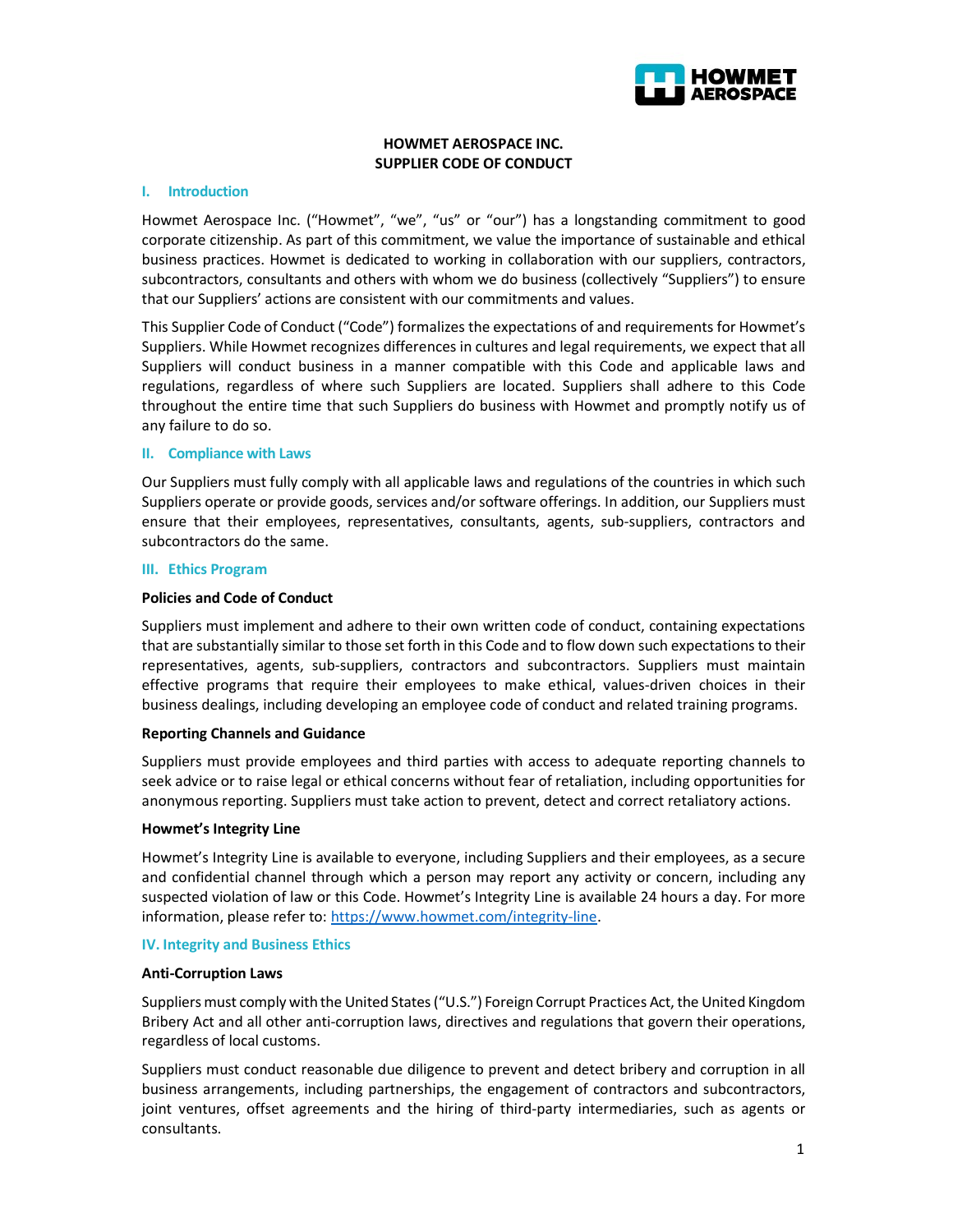# HOWMET AEROSPACE INC.
# SUPPLIER CODE OF CONDUCT

## I. Introduction

Howmet Aerospace Inc. ("Howmet", "we", "us" or "our") has a longstanding commitment to good corporate citizenship. As part of this commitment, we value the importance of sustainable and ethical business practices. Howmet is dedicated to working in collaboration with our suppliers, contractors, subcontractors, consultants and others with whom we do business (collectively "Suppliers") to ensure that our Suppliers' actions are consistent with our commitments and values.

This Supplier Code of Conduct ("Code") formalizes the expectations of and requirements for Howmet's Suppliers. While Howmet recognizes differences in cultures and legal requirements, we expect that all Suppliers will conduct business in a manner compatible with this Code and applicable laws and regulations, regardless of where such Suppliers are located. Suppliers shall adhere to this Code throughout the entire time that such Suppliers do business with Howmet and promptly notify us of any failure to do so.

## II. Compliance with Laws

Our Suppliers must fully comply with all applicable laws and regulations of the countries in which such Suppliers operate or provide goods, services and/or software offerings. In addition, our Suppliers must ensure that their employees, representatives, consultants, agents, sub-suppliers, contractors and subcontractors do the same.

## III. Ethics Program

### Policies and Code of Conduct

Suppliers must implement and adhere to their own written code of conduct, containing expectations that are substantially similar to those set forth in this Code and to flow down such expectations to their representatives, agents, sub-suppliers, contractors and subcontractors. Suppliers must maintain effective programs that require their employees to make ethical, values-driven choices in their business dealings, including developing an employee code of conduct and related training programs.

### Reporting Channels and Guidance

Suppliers must provide employees and third parties with access to adequate reporting channels to seek advice or to raise legal or ethical concerns without fear of retaliation, including opportunities for anonymous reporting. Suppliers must take action to prevent, detect and correct retaliatory actions.

### Howmet's Integrity Line

Howmet's Integrity Line is available to everyone, including Suppliers and their employees, as a secure and confidential channel through which a person may report any activity or concern, including any suspected violation of law or this Code. Howmet's Integrity Line is available 24 hours a day. For more information, please refer to: https://www.howmet.com/integrity-line.

## IV. Integrity and Business Ethics

### Anti-Corruption Laws

Suppliers must comply with the United States ("U.S.") Foreign Corrupt Practices Act, the United Kingdom Bribery Act and all other anti-corruption laws, directives and regulations that govern their operations, regardless of local customs.

Suppliers must conduct reasonable due diligence to prevent and detect bribery and corruption in all business arrangements, including partnerships, the engagement of contractors and subcontractors, joint ventures, offset agreements and the hiring of third-party intermediaries, such as agents or consultants.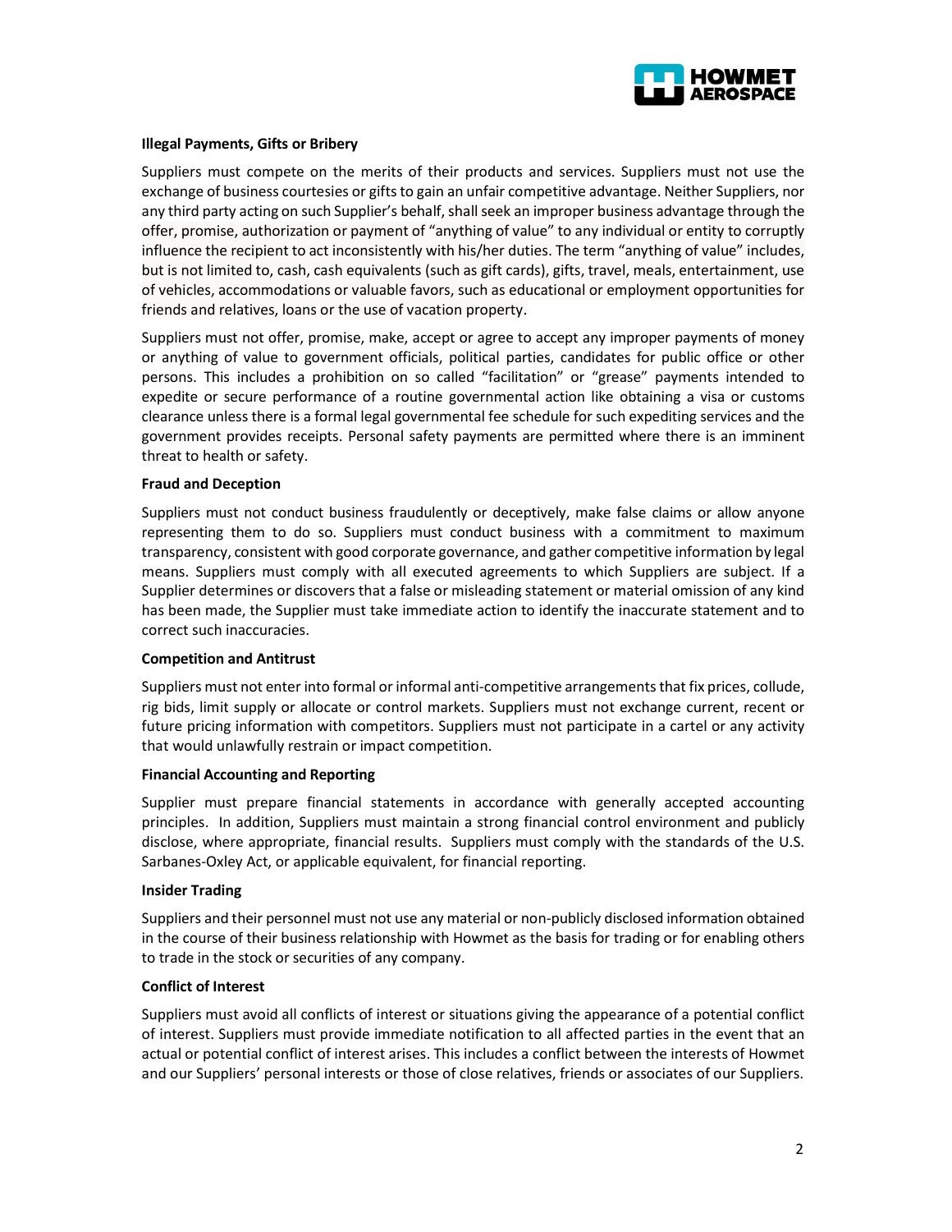**Illegal Payments, Gifts or Bribery**

Suppliers must compete on the merits of their products and services. Suppliers must not use the exchange of business courtesies or gifts to gain an unfair competitive advantage. Neither Suppliers, nor any third party acting on such Supplier's behalf, shall seek an improper business advantage through the offer, promise, authorization or payment of "anything of value" to any individual or entity to corruptly influence the recipient to act inconsistently with his/her duties. The term "anything of value" includes, but is not limited to, cash, cash equivalents (such as gift cards), gifts, travel, meals, entertainment, use of vehicles, accommodations or valuable favors, such as educational or employment opportunities for friends and relatives, loans or the use of vacation property.

Suppliers must not offer, promise, make, accept or agree to accept any improper payments of money or anything of value to government officials, political parties, candidates for public office or other persons. This includes a prohibition on so called "facilitation" or "grease" payments intended to expedite or secure performance of a routine governmental action like obtaining a visa or customs clearance unless there is a formal legal governmental fee schedule for such expediting services and the government provides receipts. Personal safety payments are permitted where there is an imminent threat to health or safety.

**Fraud and Deception**

Suppliers must not conduct business fraudulently or deceptively, make false claims or allow anyone representing them to do so. Suppliers must conduct business with a commitment to maximum transparency, consistent with good corporate governance, and gather competitive information by legal means. Suppliers must comply with all executed agreements to which Suppliers are subject. If a Supplier determines or discovers that a false or misleading statement or material omission of any kind has been made, the Supplier must take immediate action to identify the inaccurate statement and to correct such inaccuracies.

**Competition and Antitrust**

Suppliers must not enter into formal or informal anti-competitive arrangements that fix prices, collude, rig bids, limit supply or allocate or control markets. Suppliers must not exchange current, recent or future pricing information with competitors. Suppliers must not participate in a cartel or any activity that would unlawfully restrain or impact competition.

**Financial Accounting and Reporting**

Supplier must prepare financial statements in accordance with generally accepted accounting principles. In addition, Suppliers must maintain a strong financial control environment and publicly disclose, where appropriate, financial results. Suppliers must comply with the standards of the U.S. Sarbanes-Oxley Act, or applicable equivalent, for financial reporting.

**Insider Trading**

Suppliers and their personnel must not use any material or non-publicly disclosed information obtained in the course of their business relationship with Howmet as the basis for trading or for enabling others to trade in the stock or securities of any company.

**Conflict of Interest**

Suppliers must avoid all conflicts of interest or situations giving the appearance of a potential conflict of interest. Suppliers must provide immediate notification to all affected parties in the event that an actual or potential conflict of interest arises. This includes a conflict between the interests of Howmet and our Suppliers' personal interests or those of close relatives, friends or associates of our Suppliers.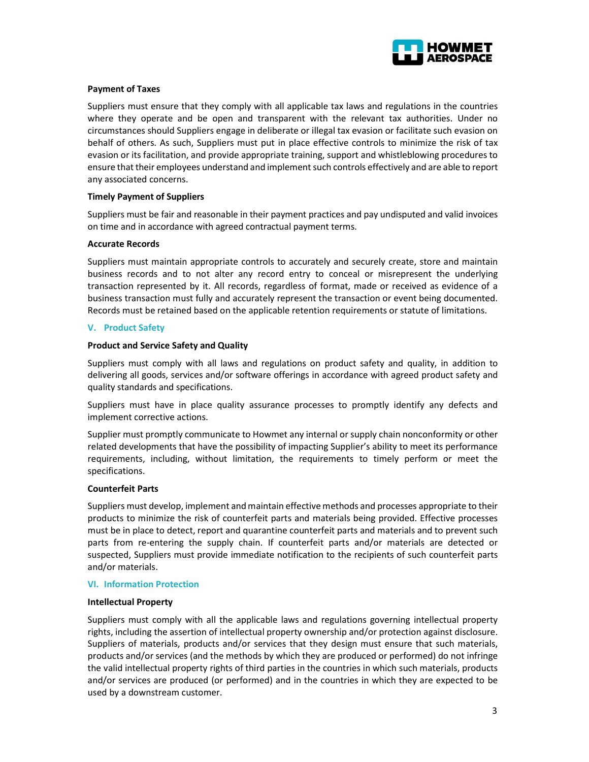**Payment of Taxes**

Suppliers must ensure that they comply with all applicable tax laws and regulations in the countries where they operate and be open and transparent with the relevant tax authorities. Under no circumstances should Suppliers engage in deliberate or illegal tax evasion or facilitate such evasion on behalf of others. As such, Suppliers must put in place effective controls to minimize the risk of tax evasion or its facilitation, and provide appropriate training, support and whistleblowing procedures to ensure that their employees understand and implement such controls effectively and are able to report any associated concerns.

**Timely Payment of Suppliers**

Suppliers must be fair and reasonable in their payment practices and pay undisputed and valid invoices on time and in accordance with agreed contractual payment terms.

**Accurate Records**

Suppliers must maintain appropriate controls to accurately and securely create, store and maintain business records and to not alter any record entry to conceal or misrepresent the underlying transaction represented by it. All records, regardless of format, made or received as evidence of a business transaction must fully and accurately represent the transaction or event being documented. Records must be retained based on the applicable retention requirements or statute of limitations.

## V. Product Safety

**Product and Service Safety and Quality**

Suppliers must comply with all laws and regulations on product safety and quality, in addition to delivering all goods, services and/or software offerings in accordance with agreed product safety and quality standards and specifications.

Suppliers must have in place quality assurance processes to promptly identify any defects and implement corrective actions.

Supplier must promptly communicate to Howmet any internal or supply chain nonconformity or other related developments that have the possibility of impacting Supplier's ability to meet its performance requirements, including, without limitation, the requirements to timely perform or meet the specifications.

**Counterfeit Parts**

Suppliers must develop, implement and maintain effective methods and processes appropriate to their products to minimize the risk of counterfeit parts and materials being provided. Effective processes must be in place to detect, report and quarantine counterfeit parts and materials and to prevent such parts from re-entering the supply chain. If counterfeit parts and/or materials are detected or suspected, Suppliers must provide immediate notification to the recipients of such counterfeit parts and/or materials.

## VI. Information Protection

**Intellectual Property**

Suppliers must comply with all the applicable laws and regulations governing intellectual property rights, including the assertion of intellectual property ownership and/or protection against disclosure. Suppliers of materials, products and/or services that they design must ensure that such materials, products and/or services (and the methods by which they are produced or performed) do not infringe the valid intellectual property rights of third parties in the countries in which such materials, products and/or services are produced (or performed) and in the countries in which they are expected to be used by a downstream customer.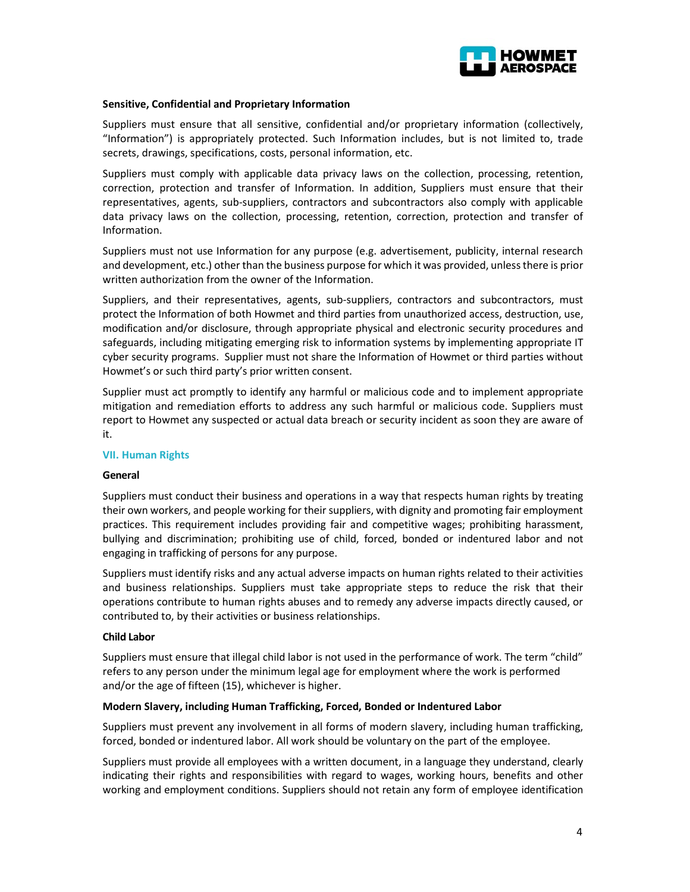**Sensitive, Confidential and Proprietary Information**

Suppliers must ensure that all sensitive, confidential and/or proprietary information (collectively, "Information") is appropriately protected. Such Information includes, but is not limited to, trade secrets, drawings, specifications, costs, personal information, etc.

Suppliers must comply with applicable data privacy laws on the collection, processing, retention, correction, protection and transfer of Information. In addition, Suppliers must ensure that their representatives, agents, sub-suppliers, contractors and subcontractors also comply with applicable data privacy laws on the collection, processing, retention, correction, protection and transfer of Information.

Suppliers must not use Information for any purpose (e.g. advertisement, publicity, internal research and development, etc.) other than the business purpose for which it was provided, unless there is prior written authorization from the owner of the Information.

Suppliers, and their representatives, agents, sub-suppliers, contractors and subcontractors, must protect the Information of both Howmet and third parties from unauthorized access, destruction, use, modification and/or disclosure, through appropriate physical and electronic security procedures and safeguards, including mitigating emerging risk to information systems by implementing appropriate IT cyber security programs. Supplier must not share the Information of Howmet or third parties without Howmet's or such third party's prior written consent.

Supplier must act promptly to identify any harmful or malicious code and to implement appropriate mitigation and remediation efforts to address any such harmful or malicious code. Suppliers must report to Howmet any suspected or actual data breach or security incident as soon they are aware of it.

## VII. Human Rights

**General**

Suppliers must conduct their business and operations in a way that respects human rights by treating their own workers, and people working for their suppliers, with dignity and promoting fair employment practices. This requirement includes providing fair and competitive wages; prohibiting harassment, bullying and discrimination; prohibiting use of child, forced, bonded or indentured labor and not engaging in trafficking of persons for any purpose.

Suppliers must identify risks and any actual adverse impacts on human rights related to their activities and business relationships. Suppliers must take appropriate steps to reduce the risk that their operations contribute to human rights abuses and to remedy any adverse impacts directly caused, or contributed to, by their activities or business relationships.

**Child Labor**

Suppliers must ensure that illegal child labor is not used in the performance of work. The term "child" refers to any person under the minimum legal age for employment where the work is performed and/or the age of fifteen (15), whichever is higher.

**Modern Slavery, including Human Trafficking, Forced, Bonded or Indentured Labor**

Suppliers must prevent any involvement in all forms of modern slavery, including human trafficking, forced, bonded or indentured labor. All work should be voluntary on the part of the employee.

Suppliers must provide all employees with a written document, in a language they understand, clearly indicating their rights and responsibilities with regard to wages, working hours, benefits and other working and employment conditions. Suppliers should not retain any form of employee identification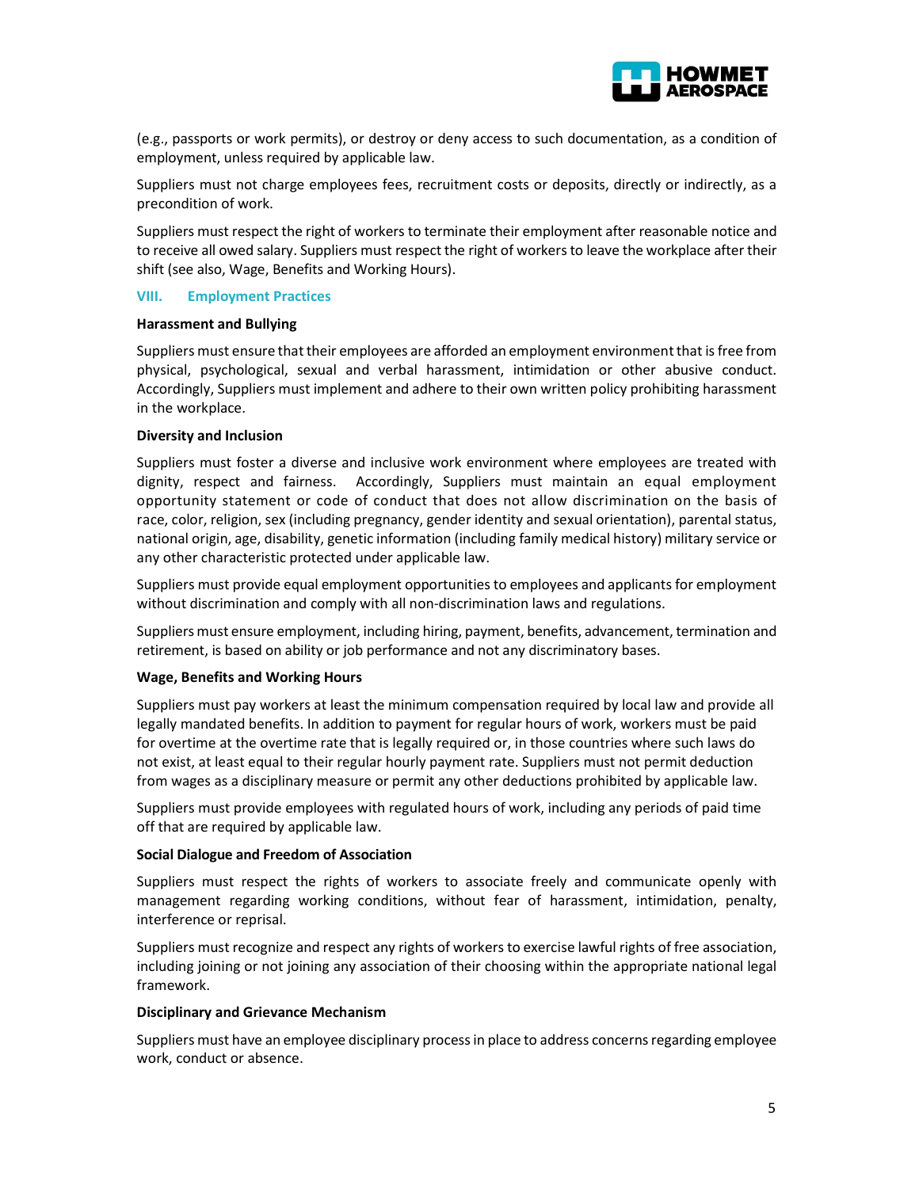(e.g., passports or work permits), or destroy or deny access to such documentation, as a condition of employment, unless required by applicable law.

Suppliers must not charge employees fees, recruitment costs or deposits, directly or indirectly, as a precondition of work.

Suppliers must respect the right of workers to terminate their employment after reasonable notice and to receive all owed salary. Suppliers must respect the right of workers to leave the workplace after their shift (see also, Wage, Benefits and Working Hours).

## VIII. Employment Practices

**Harassment and Bullying**

Suppliers must ensure that their employees are afforded an employment environment that is free from physical, psychological, sexual and verbal harassment, intimidation or other abusive conduct. Accordingly, Suppliers must implement and adhere to their own written policy prohibiting harassment in the workplace.

**Diversity and Inclusion**

Suppliers must foster a diverse and inclusive work environment where employees are treated with dignity, respect and fairness. Accordingly, Suppliers must maintain an equal employment opportunity statement or code of conduct that does not allow discrimination on the basis of race, color, religion, sex (including pregnancy, gender identity and sexual orientation), parental status, national origin, age, disability, genetic information (including family medical history) military service or any other characteristic protected under applicable law.

Suppliers must provide equal employment opportunities to employees and applicants for employment without discrimination and comply with all non-discrimination laws and regulations.

Suppliers must ensure employment, including hiring, payment, benefits, advancement, termination and retirement, is based on ability or job performance and not any discriminatory bases.

**Wage, Benefits and Working Hours**

Suppliers must pay workers at least the minimum compensation required by local law and provide all legally mandated benefits. In addition to payment for regular hours of work, workers must be paid for overtime at the overtime rate that is legally required or, in those countries where such laws do not exist, at least equal to their regular hourly payment rate. Suppliers must not permit deduction from wages as a disciplinary measure or permit any other deductions prohibited by applicable law.

Suppliers must provide employees with regulated hours of work, including any periods of paid time off that are required by applicable law.

**Social Dialogue and Freedom of Association**

Suppliers must respect the rights of workers to associate freely and communicate openly with management regarding working conditions, without fear of harassment, intimidation, penalty, interference or reprisal.

Suppliers must recognize and respect any rights of workers to exercise lawful rights of free association, including joining or not joining any association of their choosing within the appropriate national legal framework.

**Disciplinary and Grievance Mechanism**

Suppliers must have an employee disciplinary process in place to address concerns regarding employee work, conduct or absence.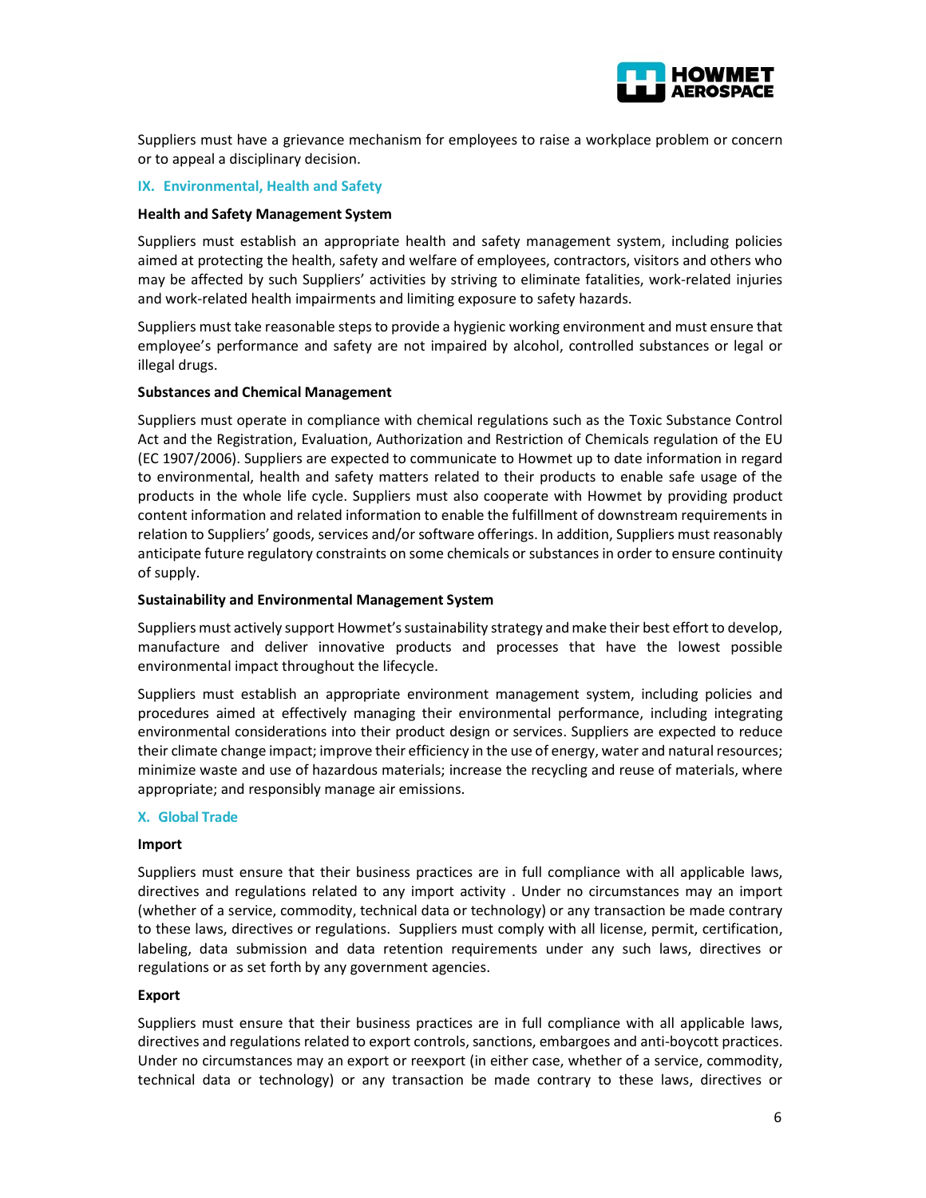Suppliers must have a grievance mechanism for employees to raise a workplace problem or concern or to appeal a disciplinary decision.

## IX. Environmental, Health and Safety

**Health and Safety Management System**

Suppliers must establish an appropriate health and safety management system, including policies aimed at protecting the health, safety and welfare of employees, contractors, visitors and others who may be affected by such Suppliers' activities by striving to eliminate fatalities, work-related injuries and work-related health impairments and limiting exposure to safety hazards.

Suppliers must take reasonable steps to provide a hygienic working environment and must ensure that employee's performance and safety are not impaired by alcohol, controlled substances or legal or illegal drugs.

**Substances and Chemical Management**

Suppliers must operate in compliance with chemical regulations such as the Toxic Substance Control Act and the Registration, Evaluation, Authorization and Restriction of Chemicals regulation of the EU (EC 1907/2006). Suppliers are expected to communicate to Howmet up to date information in regard to environmental, health and safety matters related to their products to enable safe usage of the products in the whole life cycle. Suppliers must also cooperate with Howmet by providing product content information and related information to enable the fulfillment of downstream requirements in relation to Suppliers' goods, services and/or software offerings. In addition, Suppliers must reasonably anticipate future regulatory constraints on some chemicals or substances in order to ensure continuity of supply.

**Sustainability and Environmental Management System**

Suppliers must actively support Howmet's sustainability strategy and make their best effort to develop, manufacture and deliver innovative products and processes that have the lowest possible environmental impact throughout the lifecycle.

Suppliers must establish an appropriate environment management system, including policies and procedures aimed at effectively managing their environmental performance, including integrating environmental considerations into their product design or services. Suppliers are expected to reduce their climate change impact; improve their efficiency in the use of energy, water and natural resources; minimize waste and use of hazardous materials; increase the recycling and reuse of materials, where appropriate; and responsibly manage air emissions.

## X. Global Trade

**Import**

Suppliers must ensure that their business practices are in full compliance with all applicable laws, directives and regulations related to any import activity . Under no circumstances may an import (whether of a service, commodity, technical data or technology) or any transaction be made contrary to these laws, directives or regulations. Suppliers must comply with all license, permit, certification, labeling, data submission and data retention requirements under any such laws, directives or regulations or as set forth by any government agencies.

**Export**

Suppliers must ensure that their business practices are in full compliance with all applicable laws, directives and regulations related to export controls, sanctions, embargoes and anti-boycott practices. Under no circumstances may an export or reexport (in either case, whether of a service, commodity, technical data or technology) or any transaction be made contrary to these laws, directives or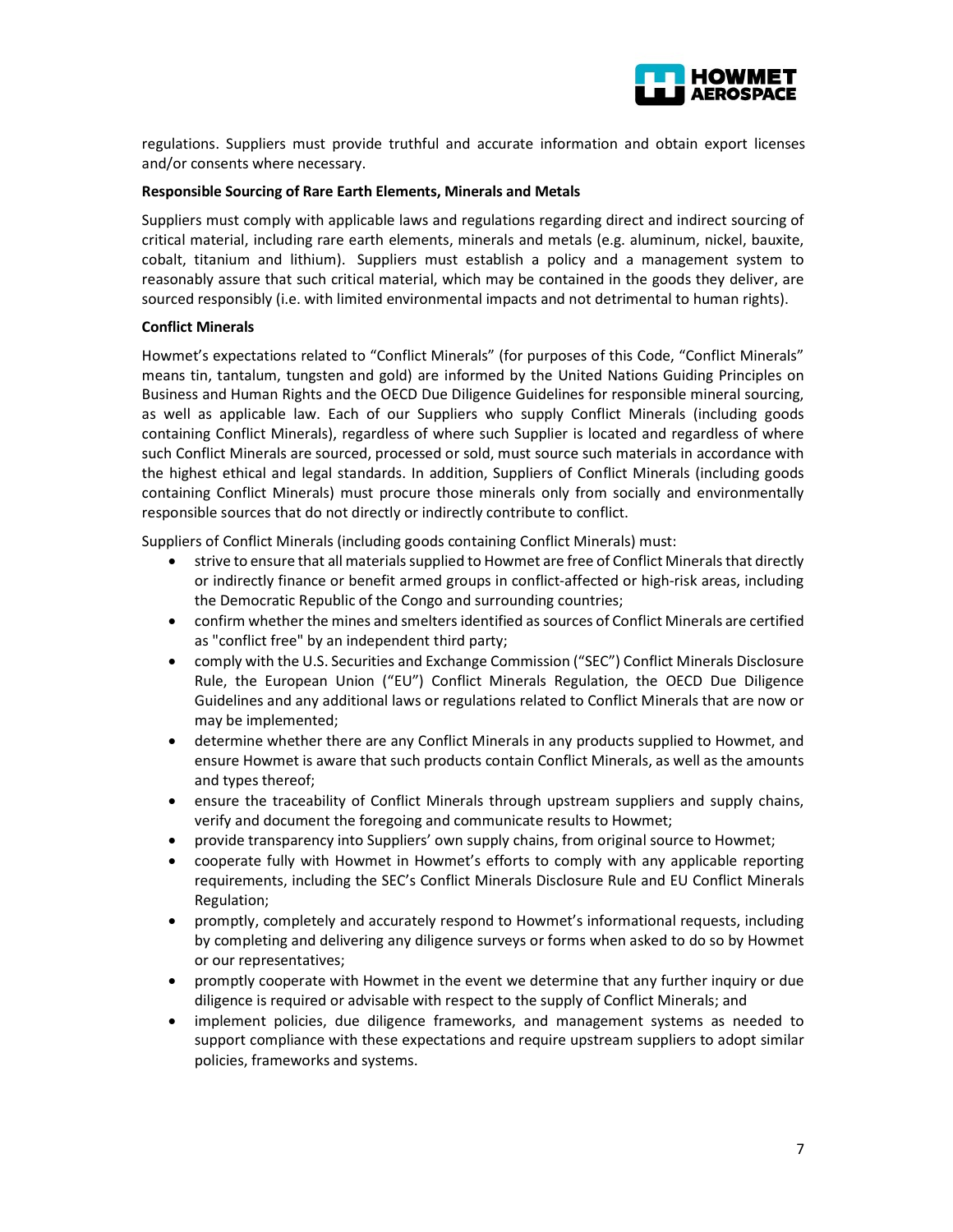regulations. Suppliers must provide truthful and accurate information and obtain export licenses and/or consents where necessary.

**Responsible Sourcing of Rare Earth Elements, Minerals and Metals**

Suppliers must comply with applicable laws and regulations regarding direct and indirect sourcing of critical material, including rare earth elements, minerals and metals (e.g. aluminum, nickel, bauxite, cobalt, titanium and lithium). Suppliers must establish a policy and a management system to reasonably assure that such critical material, which may be contained in the goods they deliver, are sourced responsibly (i.e. with limited environmental impacts and not detrimental to human rights).

**Conflict Minerals**

Howmet's expectations related to "Conflict Minerals" (for purposes of this Code, "Conflict Minerals" means tin, tantalum, tungsten and gold) are informed by the United Nations Guiding Principles on Business and Human Rights and the OECD Due Diligence Guidelines for responsible mineral sourcing, as well as applicable law. Each of our Suppliers who supply Conflict Minerals (including goods containing Conflict Minerals), regardless of where such Supplier is located and regardless of where such Conflict Minerals are sourced, processed or sold, must source such materials in accordance with the highest ethical and legal standards. In addition, Suppliers of Conflict Minerals (including goods containing Conflict Minerals) must procure those minerals only from socially and environmentally responsible sources that do not directly or indirectly contribute to conflict.

Suppliers of Conflict Minerals (including goods containing Conflict Minerals) must:

- strive to ensure that all materials supplied to Howmet are free of Conflict Minerals that directly or indirectly finance or benefit armed groups in conflict-affected or high-risk areas, including the Democratic Republic of the Congo and surrounding countries;
- confirm whether the mines and smelters identified as sources of Conflict Minerals are certified as "conflict free" by an independent third party;
- comply with the U.S. Securities and Exchange Commission ("SEC") Conflict Minerals Disclosure Rule, the European Union ("EU") Conflict Minerals Regulation, the OECD Due Diligence Guidelines and any additional laws or regulations related to Conflict Minerals that are now or may be implemented;
- determine whether there are any Conflict Minerals in any products supplied to Howmet, and ensure Howmet is aware that such products contain Conflict Minerals, as well as the amounts and types thereof;
- ensure the traceability of Conflict Minerals through upstream suppliers and supply chains, verify and document the foregoing and communicate results to Howmet;
- provide transparency into Suppliers' own supply chains, from original source to Howmet;
- cooperate fully with Howmet in Howmet's efforts to comply with any applicable reporting requirements, including the SEC's Conflict Minerals Disclosure Rule and EU Conflict Minerals Regulation;
- promptly, completely and accurately respond to Howmet's informational requests, including by completing and delivering any diligence surveys or forms when asked to do so by Howmet or our representatives;
- promptly cooperate with Howmet in the event we determine that any further inquiry or due diligence is required or advisable with respect to the supply of Conflict Minerals; and
- implement policies, due diligence frameworks, and management systems as needed to support compliance with these expectations and require upstream suppliers to adopt similar policies, frameworks and systems.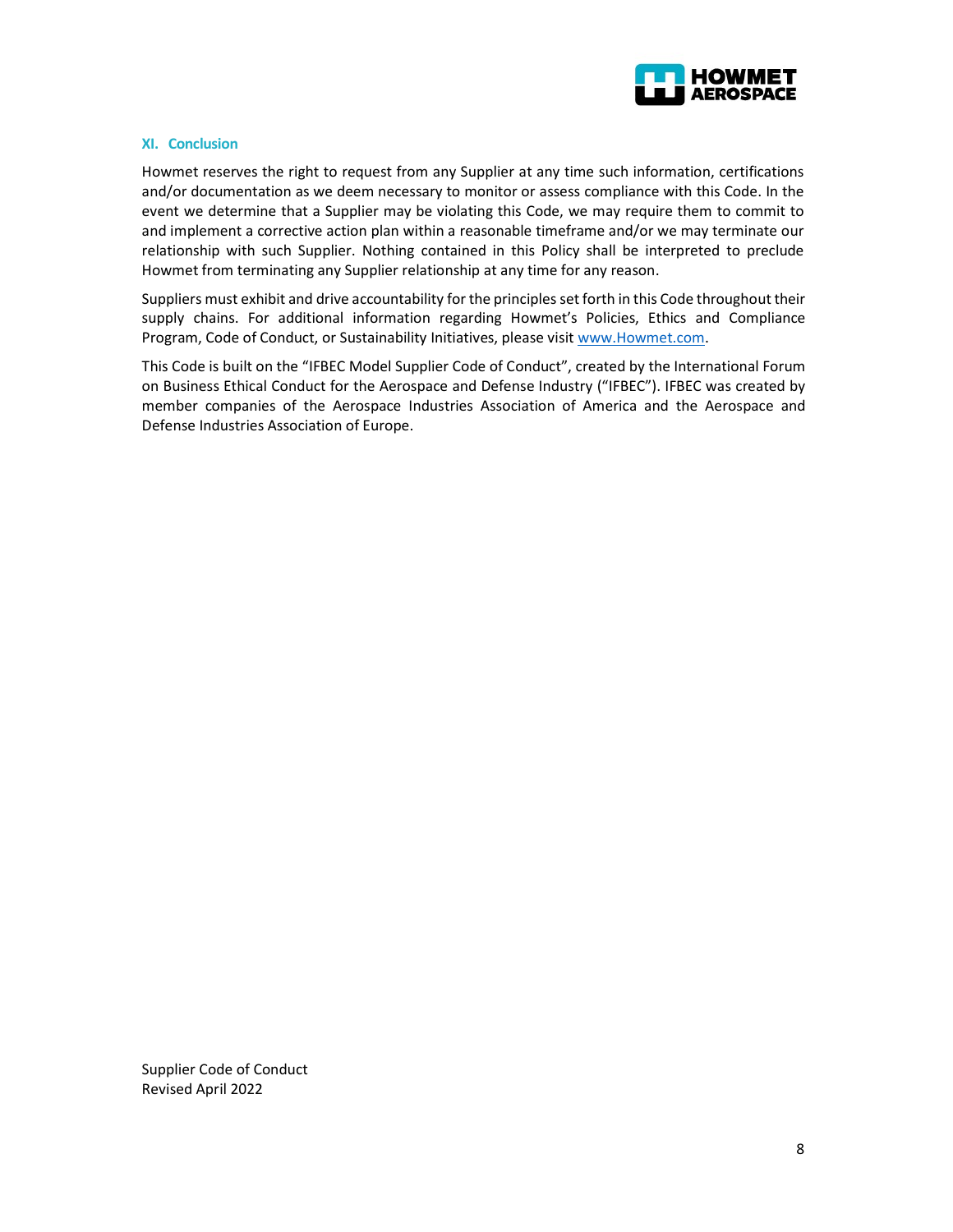## XI. Conclusion

Howmet reserves the right to request from any Supplier at any time such information, certifications and/or documentation as we deem necessary to monitor or assess compliance with this Code. In the event we determine that a Supplier may be violating this Code, we may require them to commit to and implement a corrective action plan within a reasonable timeframe and/or we may terminate our relationship with such Supplier. Nothing contained in this Policy shall be interpreted to preclude Howmet from terminating any Supplier relationship at any time for any reason.

Suppliers must exhibit and drive accountability for the principles set forth in this Code throughout their supply chains. For additional information regarding Howmet's Policies, Ethics and Compliance Program, Code of Conduct, or Sustainability Initiatives, please visit www.Howmet.com.

This Code is built on the "IFBEC Model Supplier Code of Conduct", created by the International Forum on Business Ethical Conduct for the Aerospace and Defense Industry ("IFBEC"). IFBEC was created by member companies of the Aerospace Industries Association of America and the Aerospace and Defense Industries Association of Europe.